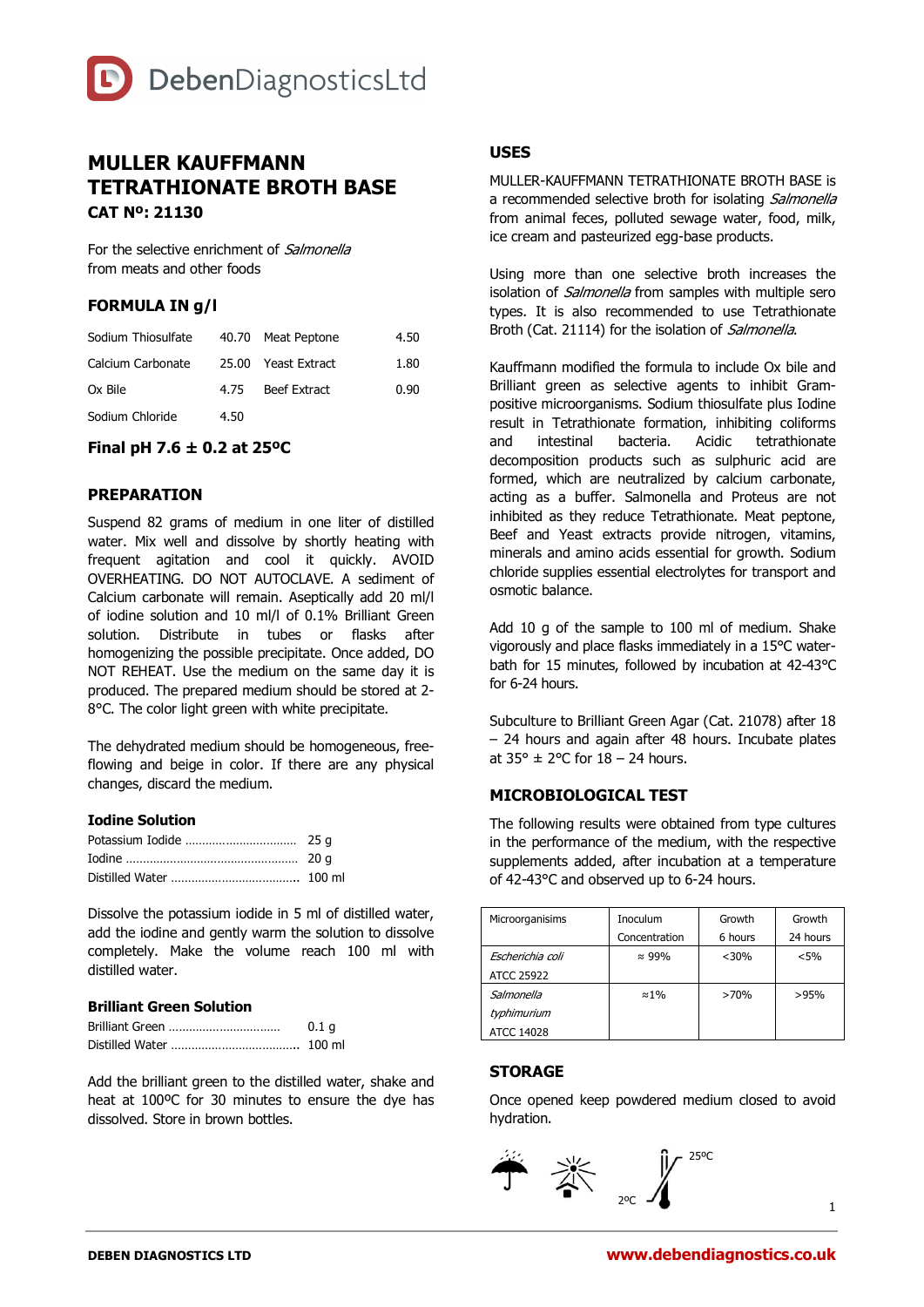DebenDiagnosticsLtd

# MULLER KAUFFMANN TETRATHIONATE BROTH BASE

**CAT Nº: 21130**

For the selective enrichment of *Salmonella* from meats and other foods

## FORMULA IN g/l

| | | | |
|---|---|---|---|
| Sodium Thiosulfate | 40.70 | Meat Peptone | 4.50 |
| Calcium Carbonate | 25.00 | Yeast Extract | 1.80 |
| Ox Bile | 4.75 | Beef Extract | 0.90 |
| Sodium Chloride | 4.50 | | |

**Final pH 7.6 ± 0.2 at 25ºC**

## PREPARATION

Suspend 82 grams of medium in one liter of distilled water. Mix well and dissolve by shortly heating with frequent agitation and cool it quickly. AVOID OVERHEATING. DO NOT AUTOCLAVE. A sediment of Calcium carbonate will remain. Aseptically add 20 ml/l of iodine solution and 10 ml/l of 0.1% Brilliant Green solution. Distribute in tubes or flasks after homogenizing the possible precipitate. Once added, DO NOT REHEAT. Use the medium on the same day it is produced. The prepared medium should be stored at 2-8°C. The color light green with white precipitate.

The dehydrated medium should be homogeneous, free-flowing and beige in color. If there are any physical changes, discard the medium.

### Iodine Solution

Potassium Iodide ................................ 25 g
Iodine .................................................. 20 g
Distilled Water .................................... 100 ml

Dissolve the potassium iodide in 5 ml of distilled water, add the iodine and gently warm the solution to dissolve completely. Make the volume reach 100 ml with distilled water.

### Brilliant Green Solution

Brilliant Green ................................ 0.1 g
Distilled Water .................................... 100 ml

Add the brilliant green to the distilled water, shake and heat at 100ºC for 30 minutes to ensure the dye has dissolved. Store in brown bottles.

## USES

MULLER-KAUFFMANN TETRATHIONATE BROTH BASE is a recommended selective broth for isolating *Salmonella* from animal feces, polluted sewage water, food, milk, ice cream and pasteurized egg-base products.

Using more than one selective broth increases the isolation of *Salmonella* from samples with multiple sero types. It is also recommended to use Tetrathionate Broth (Cat. 21114) for the isolation of *Salmonella*.

Kauffmann modified the formula to include Ox bile and Brilliant green as selective agents to inhibit Gram-positive microorganisms. Sodium thiosulfate plus Iodine result in Tetrathionate formation, inhibiting coliforms and intestinal bacteria. Acidic tetrathionate decomposition products such as sulphuric acid are formed, which are neutralized by calcium carbonate, acting as a buffer. Salmonella and Proteus are not inhibited as they reduce Tetrathionate. Meat peptone, Beef and Yeast extracts provide nitrogen, vitamins, minerals and amino acids essential for growth. Sodium chloride supplies essential electrolytes for transport and osmotic balance.

Add 10 g of the sample to 100 ml of medium. Shake vigorously and place flasks immediately in a 15°C water-bath for 15 minutes, followed by incubation at 42-43°C for 6-24 hours.

Subculture to Brilliant Green Agar (Cat. 21078) after 18 – 24 hours and again after 48 hours. Incubate plates at 35° ± 2°C for 18 – 24 hours.

## MICROBIOLOGICAL TEST

The following results were obtained from type cultures in the performance of the medium, with the respective supplements added, after incubation at a temperature of 42-43°C and observed up to 6-24 hours.

| Microorganisms | Inoculum Concentration | Growth 6 hours | Growth 24 hours |
|---|---|---|---|
| *Escherichia coli* ATCC 25922 | ≈ 99% | <30% | <5% |
| *Salmonella typhimurium* ATCC 14028 | ≈1% | >70% | >95% |

## STORAGE

Once opened keep powdered medium closed to avoid hydration.

2ºC – 25ºC

**DEBEN DIAGNOSTICS LTD** **www.debendiagnostics.co.uk**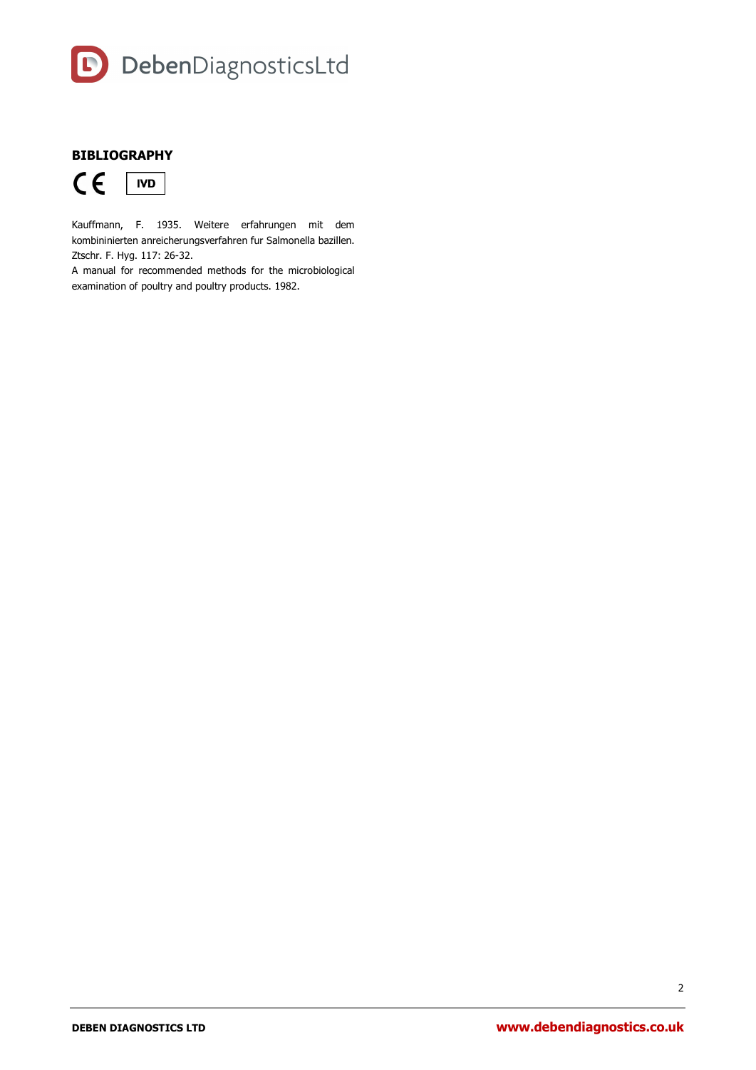## BIBLIOGRAPHY

CE IVD

Kauffmann, F. 1935. Weitere erfahrungen mit dem kombininierten anreicherungsverfahren fur Salmonella bazillen. Ztschr. F. Hyg. 117: 26-32.

A manual for recommended methods for the microbiological examination of poultry and poultry products. 1982.